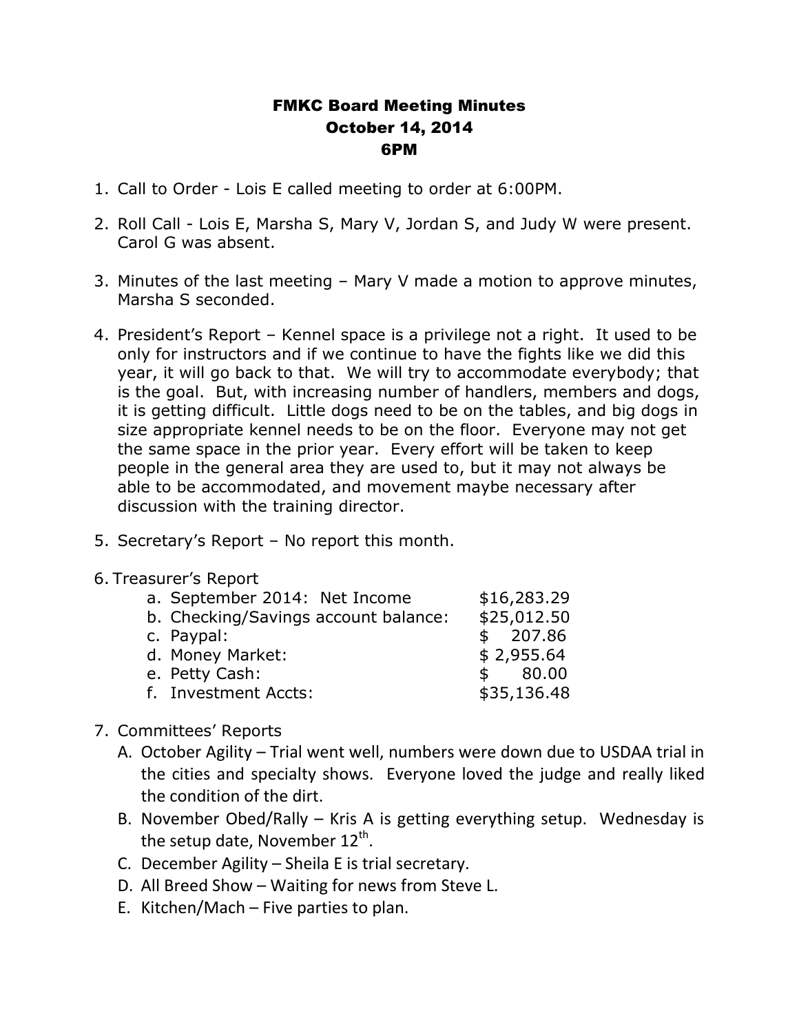# FMKC Board Meeting Minutes
## October 14, 2014
## 6PM

1. Call to Order - Lois E called meeting to order at 6:00PM.

2. Roll Call - Lois E, Marsha S, Mary V, Jordan S, and Judy W were present. Carol G was absent.

3. Minutes of the last meeting – Mary V made a motion to approve minutes, Marsha S seconded.

4. President's Report – Kennel space is a privilege not a right. It used to be only for instructors and if we continue to have the fights like we did this year, it will go back to that. We will try to accommodate everybody; that is the goal. But, with increasing number of handlers, members and dogs, it is getting difficult. Little dogs need to be on the tables, and big dogs in size appropriate kennel needs to be on the floor. Everyone may not get the same space in the prior year. Every effort will be taken to keep people in the general area they are used to, but it may not always be able to be accommodated, and movement maybe necessary after discussion with the training director.

5. Secretary's Report – No report this month.

6. Treasurer's Report

| | |
|---|---|
| a. September 2014: Net Income | $16,283.29 |
| b. Checking/Savings account balance: | $25,012.50 |
| c. Paypal: | $ 207.86 |
| d. Money Market: | $ 2,955.64 |
| e. Petty Cash: | $ 80.00 |
| f. Investment Accts: | $35,136.48 |

7. Committees' Reports
   A. October Agility – Trial went well, numbers were down due to USDAA trial in the cities and specialty shows. Everyone loved the judge and really liked the condition of the dirt.
   B. November Obed/Rally – Kris A is getting everything setup. Wednesday is the setup date, November 12th.
   C. December Agility – Sheila E is trial secretary.
   D. All Breed Show – Waiting for news from Steve L.
   E. Kitchen/Mach – Five parties to plan.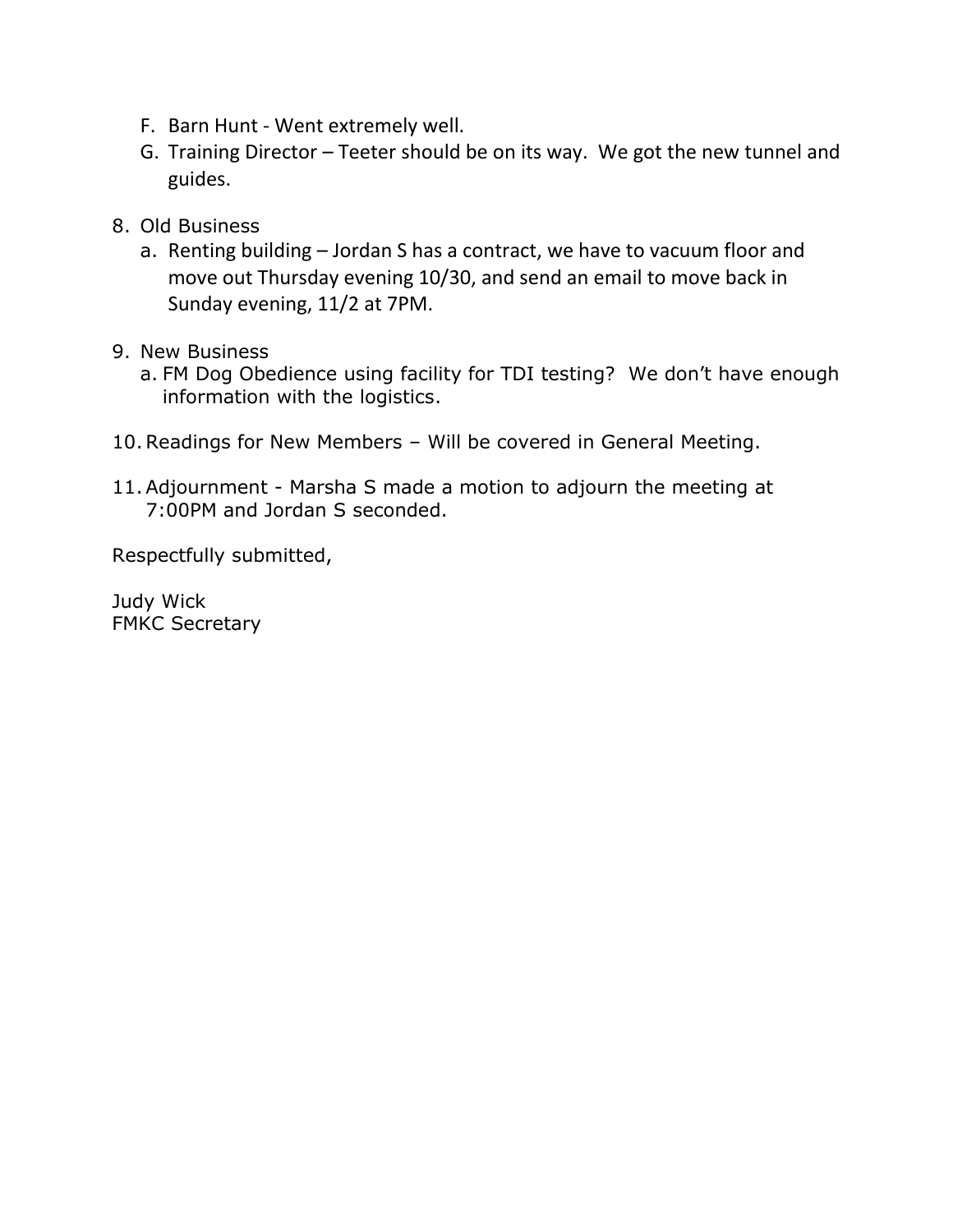F. Barn Hunt - Went extremely well.
G. Training Director – Teeter should be on its way. We got the new tunnel and guides.

8. Old Business
   a. Renting building – Jordan S has a contract, we have to vacuum floor and move out Thursday evening 10/30, and send an email to move back in Sunday evening, 11/2 at 7PM.

9. New Business
   a. FM Dog Obedience using facility for TDI testing? We don't have enough information with the logistics.

10. Readings for New Members – Will be covered in General Meeting.

11. Adjournment - Marsha S made a motion to adjourn the meeting at 7:00PM and Jordan S seconded.

Respectfully submitted,

Judy Wick
FMKC Secretary